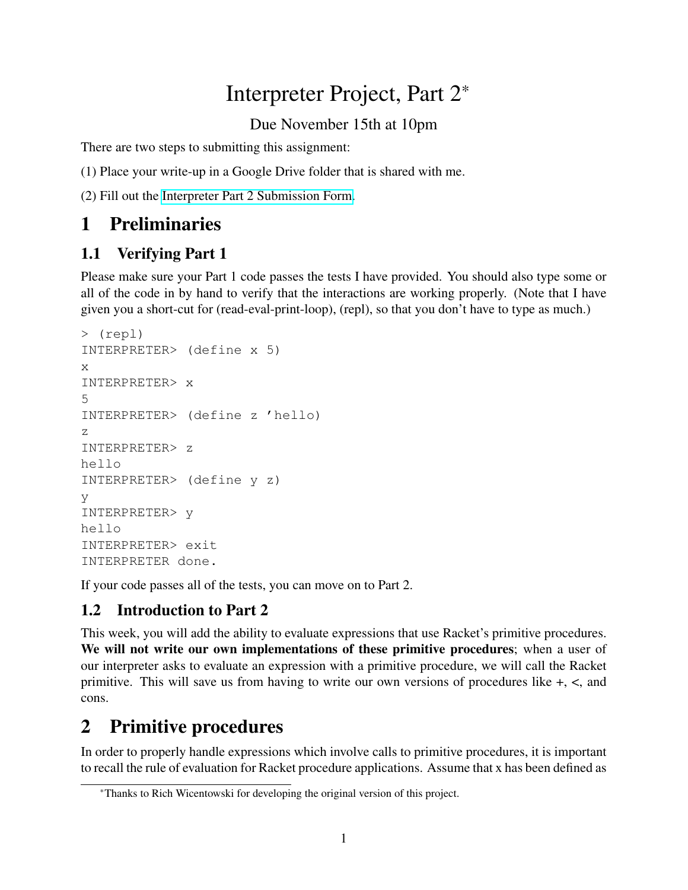# Interpreter Project, Part 2*

Due November 15th at 10pm

There are two steps to submitting this assignment:

(1) Place your write-up in a Google Drive folder that is shared with me.

(2) Fill out the Interpreter Part 2 Submission Form.

## 1 Preliminaries

### 1.1 Verifying Part 1

Please make sure your Part 1 code passes the tests I have provided. You should also type some or all of the code in by hand to verify that the interactions are working properly. (Note that I have given you a short-cut for (read-eval-print-loop), (repl), so that you don't have to type as much.)

```
> (repl)
INTERPRETER> (define x 5)
x
INTERPRETER> x
5
INTERPRETER> (define z 'hello)
z
INTERPRETER> z
hello
INTERPRETER> (define y z)
y
INTERPRETER> y
hello
INTERPRETER> exit
INTERPRETER done.
```

If your code passes all of the tests, you can move on to Part 2.

### 1.2 Introduction to Part 2

This week, you will add the ability to evaluate expressions that use Racket's primitive procedures. **We will not write our own implementations of these primitive procedures**; when a user of our interpreter asks to evaluate an expression with a primitive procedure, we will call the Racket primitive. This will save us from having to write our own versions of procedures like +, <, and cons.

## 2 Primitive procedures

In order to properly handle expressions which involve calls to primitive procedures, it is important to recall the rule of evaluation for Racket procedure applications. Assume that x has been defined as

*Thanks to Rich Wicentowski for developing the original version of this project.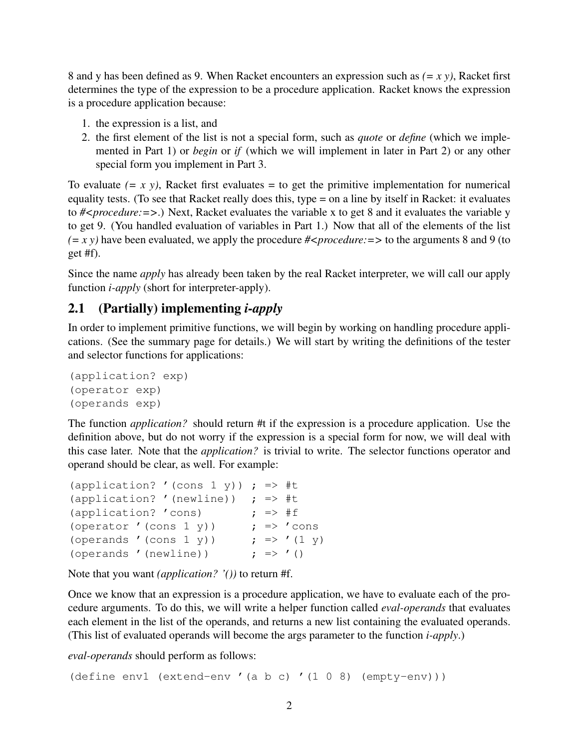8 and y has been defined as 9. When Racket encounters an expression such as *(= x y)*, Racket first determines the type of the expression to be a procedure application. Racket knows the expression is a procedure application because:

1. the expression is a list, and
2. the first element of the list is not a special form, such as *quote* or *define* (which we implemented in Part 1) or *begin* or *if* (which we will implement in later in Part 2) or any other special form you implement in Part 3.

To evaluate *(= x y)*, Racket first evaluates = to get the primitive implementation for numerical equality tests. (To see that Racket really does this, type = on a line by itself in Racket: it evaluates to *#<procedure:=>*.) Next, Racket evaluates the variable x to get 8 and it evaluates the variable y to get 9. (You handled evaluation of variables in Part 1.) Now that all of the elements of the list *(= x y)* have been evaluated, we apply the procedure *#<procedure:=>* to the arguments 8 and 9 (to get #f).

Since the name *apply* has already been taken by the real Racket interpreter, we will call our apply function *i-apply* (short for interpreter-apply).

## 2.1 (Partially) implementing *i-apply*

In order to implement primitive functions, we will begin by working on handling procedure applications. (See the summary page for details.) We will start by writing the definitions of the tester and selector functions for applications:

```
(application? exp)
(operator exp)
(operands exp)
```

The function *application?* should return #t if the expression is a procedure application. Use the definition above, but do not worry if the expression is a special form for now, we will deal with this case later. Note that the *application?* is trivial to write. The selector functions operator and operand should be clear, as well. For example:

```
(application? '(cons 1 y)) ; => #t
(application? '(newline))  ; => #t
(application? 'cons)       ; => #f
(operator '(cons 1 y))     ; => 'cons
(operands '(cons 1 y))     ; => '(1 y)
(operands '(newline))      ; => '()
```

Note that you want *(application? '())* to return #f.

Once we know that an expression is a procedure application, we have to evaluate each of the procedure arguments. To do this, we will write a helper function called *eval-operands* that evaluates each element in the list of the operands, and returns a new list containing the evaluated operands. (This list of evaluated operands will become the args parameter to the function *i-apply*.)

*eval-operands* should perform as follows:

```
(define env1 (extend-env '(a b c) '(1 0 8) (empty-env)))
```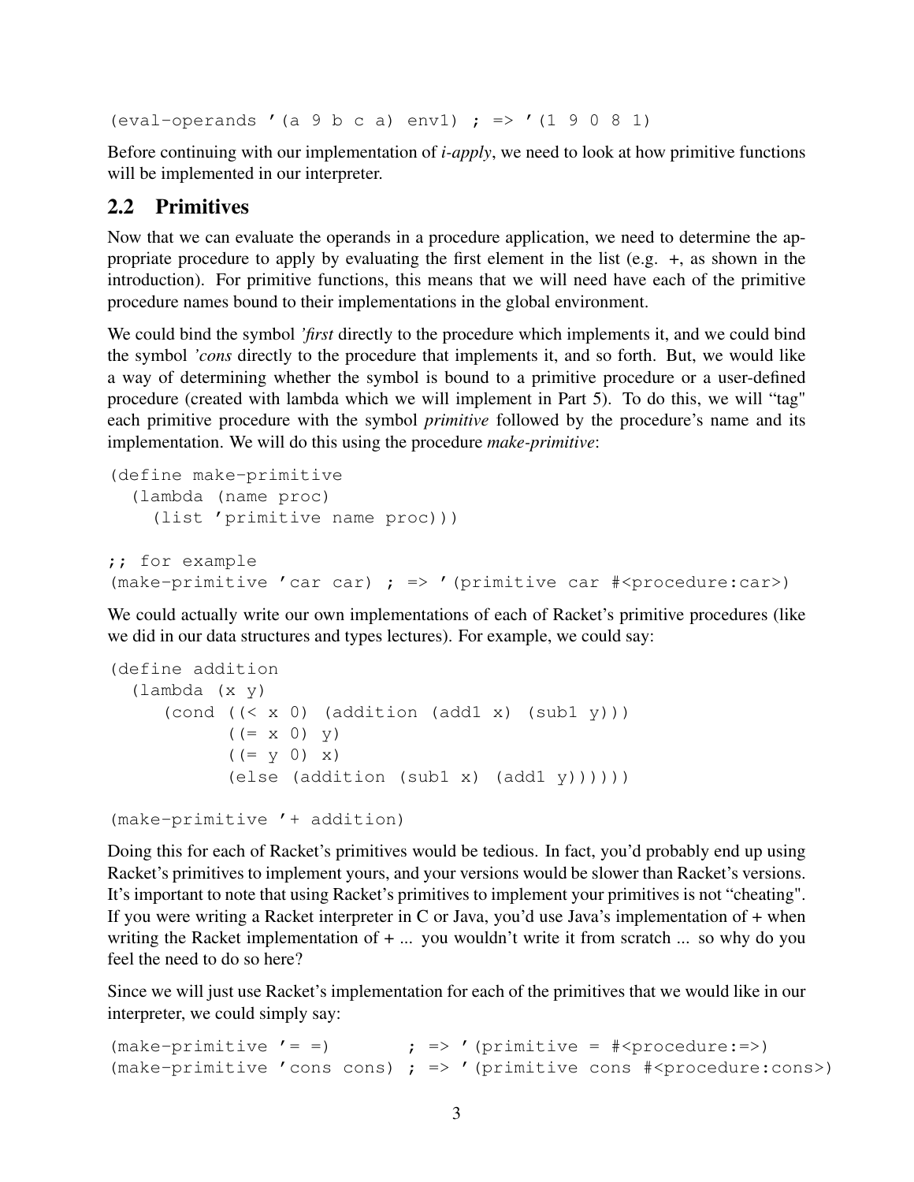```
(eval-operands '(a 9 b c a) env1) ; => '(1 9 0 8 1)
```

Before continuing with our implementation of *i-apply*, we need to look at how primitive functions will be implemented in our interpreter.

## 2.2 Primitives

Now that we can evaluate the operands in a procedure application, we need to determine the appropriate procedure to apply by evaluating the first element in the list (e.g. +, as shown in the introduction). For primitive functions, this means that we will need have each of the primitive procedure names bound to their implementations in the global environment.

We could bind the symbol *'first* directly to the procedure which implements it, and we could bind the symbol *'cons* directly to the procedure that implements it, and so forth. But, we would like a way of determining whether the symbol is bound to a primitive procedure or a user-defined procedure (created with lambda which we will implement in Part 5). To do this, we will "tag" each primitive procedure with the symbol *primitive* followed by the procedure's name and its implementation. We will do this using the procedure *make-primitive*:

```
(define make-primitive
  (lambda (name proc)
    (list 'primitive name proc)))

;; for example
(make-primitive 'car car) ; => '(primitive car #<procedure:car>)
```

We could actually write our own implementations of each of Racket's primitive procedures (like we did in our data structures and types lectures). For example, we could say:

```
(define addition
  (lambda (x y)
     (cond ((< x 0) (addition (add1 x) (sub1 y)))
           ((= x 0) y)
           ((= y 0) x)
           (else (addition (sub1 x) (add1 y))))))

(make-primitive '+ addition)
```

Doing this for each of Racket's primitives would be tedious. In fact, you'd probably end up using Racket's primitives to implement yours, and your versions would be slower than Racket's versions. It's important to note that using Racket's primitives to implement your primitives is not "cheating". If you were writing a Racket interpreter in C or Java, you'd use Java's implementation of + when writing the Racket implementation of + ... you wouldn't write it from scratch ... so why do you feel the need to do so here?

Since we will just use Racket's implementation for each of the primitives that we would like in our interpreter, we could simply say:

```
(make-primitive '= =)       ; => '(primitive = #<procedure:=>)
(make-primitive 'cons cons) ; => '(primitive cons #<procedure:cons>)
```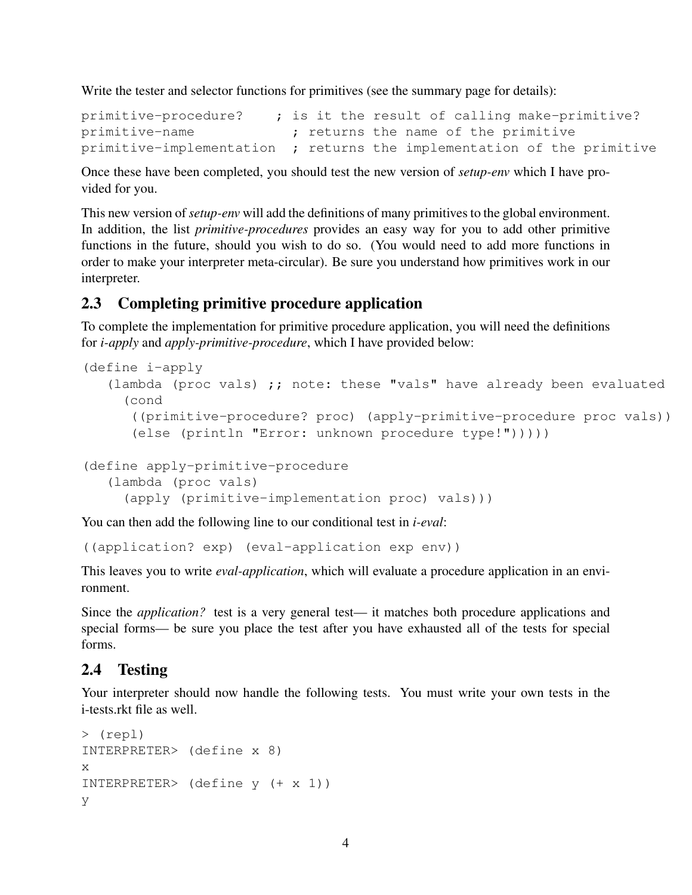Write the tester and selector functions for primitives (see the summary page for details):

```
primitive-procedure?    ; is it the result of calling make-primitive?
primitive-name           ; returns the name of the primitive
primitive-implementation  ; returns the implementation of the primitive
```

Once these have been completed, you should test the new version of *setup-env* which I have provided for you.

This new version of *setup-env* will add the definitions of many primitives to the global environment. In addition, the list *primitive-procedures* provides an easy way for you to add other primitive functions in the future, should you wish to do so. (You would need to add more functions in order to make your interpreter meta-circular). Be sure you understand how primitives work in our interpreter.

## 2.3 Completing primitive procedure application

To complete the implementation for primitive procedure application, you will need the definitions for *i-apply* and *apply-primitive-procedure*, which I have provided below:

```
(define i-apply
   (lambda (proc vals) ;; note: these "vals" have already been evaluated
     (cond
      ((primitive-procedure? proc) (apply-primitive-procedure proc vals))
      (else (println "Error: unknown procedure type!")))))

(define apply-primitive-procedure
   (lambda (proc vals)
     (apply (primitive-implementation proc) vals)))
```

You can then add the following line to our conditional test in *i-eval*:

```
((application? exp) (eval-application exp env))
```

This leaves you to write *eval-application*, which will evaluate a procedure application in an environment.

Since the *application?* test is a very general test— it matches both procedure applications and special forms— be sure you place the test after you have exhausted all of the tests for special forms.

## 2.4 Testing

Your interpreter should now handle the following tests. You must write your own tests in the i-tests.rkt file as well.

```
> (repl)
INTERPRETER> (define x 8)
x
INTERPRETER> (define y (+ x 1))
y
```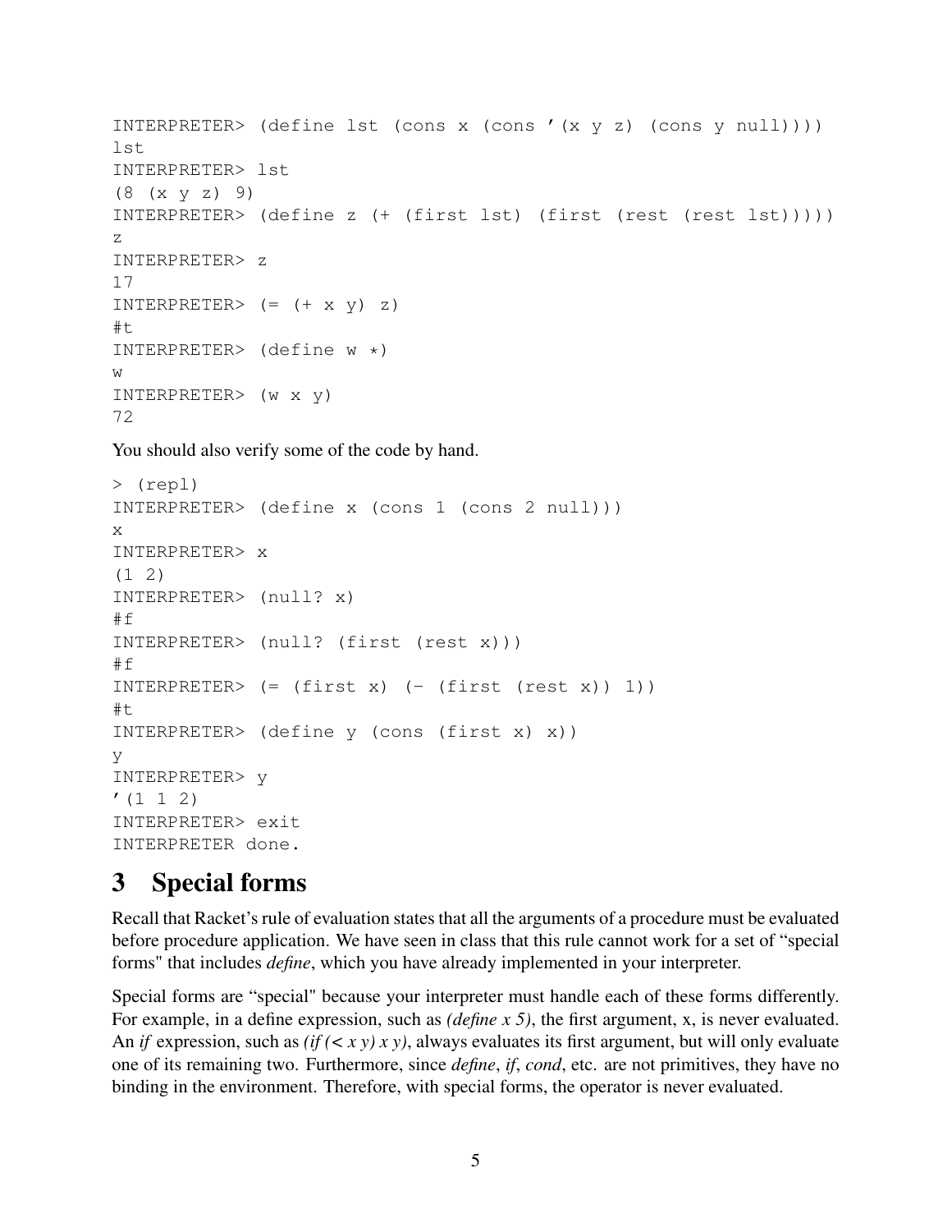```
INTERPRETER> (define lst (cons x (cons '(x y z) (cons y null))))
lst
INTERPRETER> lst
(8 (x y z) 9)
INTERPRETER> (define z (+ (first lst) (first (rest (rest lst)))))
z
INTERPRETER> z
17
INTERPRETER> (= (+ x y) z)
#t
INTERPRETER> (define w *)
w
INTERPRETER> (w x y)
72
```

You should also verify some of the code by hand.

```
> (repl)
INTERPRETER> (define x (cons 1 (cons 2 null)))
x
INTERPRETER> x
(1 2)
INTERPRETER> (null? x)
#f
INTERPRETER> (null? (first (rest x)))
#f
INTERPRETER> (= (first x) (- (first (rest x)) 1))
#t
INTERPRETER> (define y (cons (first x) x))
y
INTERPRETER> y
'(1 1 2)
INTERPRETER> exit
INTERPRETER done.
```

# 3 Special forms

Recall that Racket's rule of evaluation states that all the arguments of a procedure must be evaluated before procedure application. We have seen in class that this rule cannot work for a set of "special forms" that includes *define*, which you have already implemented in your interpreter.

Special forms are "special" because your interpreter must handle each of these forms differently. For example, in a define expression, such as *(define x 5)*, the first argument, x, is never evaluated. An *if* expression, such as *(if (< x y) x y)*, always evaluates its first argument, but will only evaluate one of its remaining two. Furthermore, since *define*, *if*, *cond*, etc. are not primitives, they have no binding in the environment. Therefore, with special forms, the operator is never evaluated.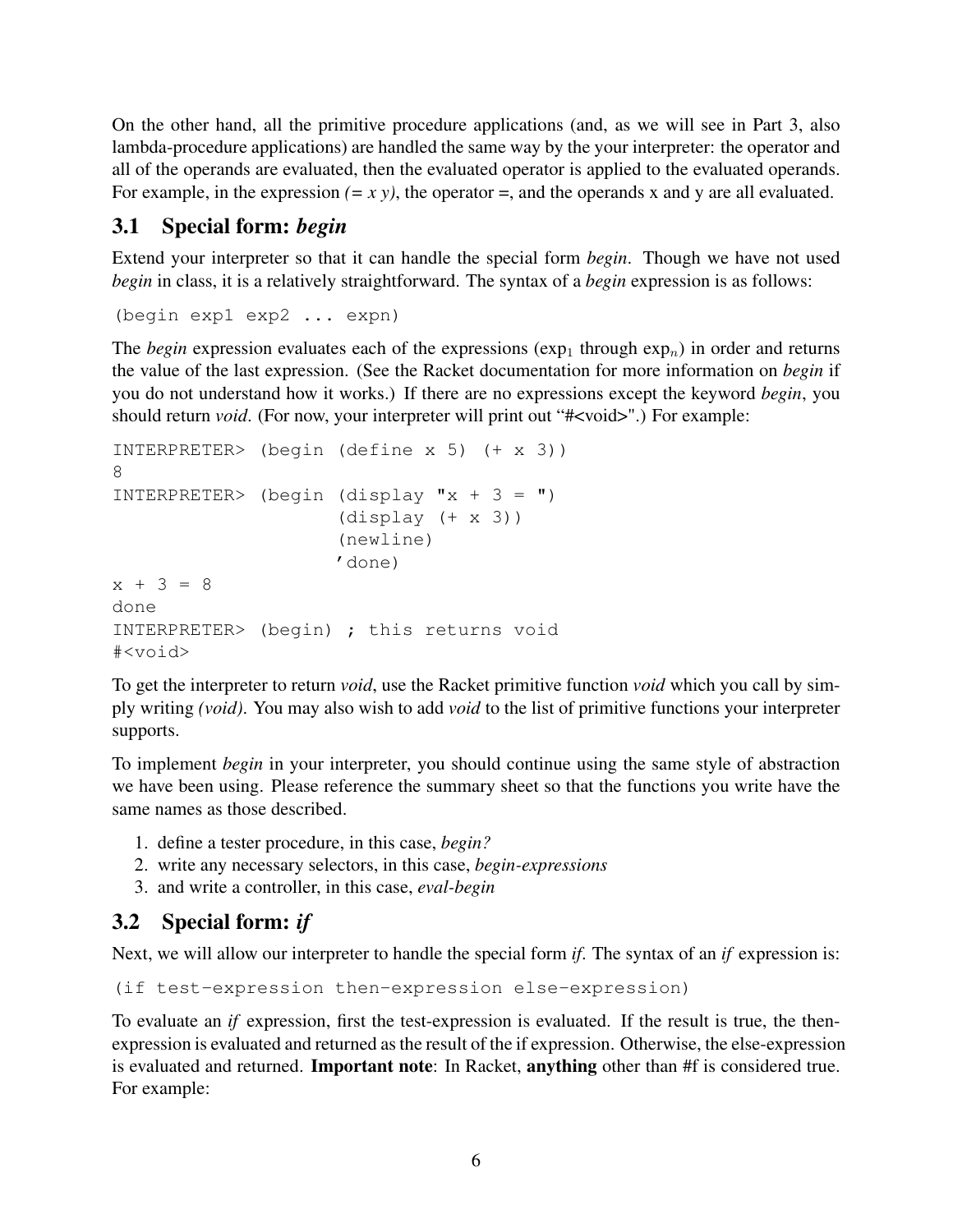On the other hand, all the primitive procedure applications (and, as we will see in Part 3, also lambda-procedure applications) are handled the same way by the your interpreter: the operator and all of the operands are evaluated, then the evaluated operator is applied to the evaluated operands. For example, in the expression *(= x y)*, the operator =, and the operands x and y are all evaluated.

## 3.1 Special form: *begin*

Extend your interpreter so that it can handle the special form *begin*. Though we have not used *begin* in class, it is a relatively straightforward. The syntax of a *begin* expression is as follows:

```
(begin exp1 exp2 ... expn)
```

The *begin* expression evaluates each of the expressions ($\text{exp}_1$ through $\text{exp}_n$) in order and returns the value of the last expression. (See the Racket documentation for more information on *begin* if you do not understand how it works.) If there are no expressions except the keyword *begin*, you should return *void*. (For now, your interpreter will print out "#<void>".) For example:

```
INTERPRETER> (begin (define x 5) (+ x 3))
8
INTERPRETER> (begin (display "x + 3 = ")
                    (display (+ x 3))
                    (newline)
                    'done)
x + 3 = 8
done
INTERPRETER> (begin) ; this returns void
#<void>
```

To get the interpreter to return *void*, use the Racket primitive function *void* which you call by simply writing *(void)*. You may also wish to add *void* to the list of primitive functions your interpreter supports.

To implement *begin* in your interpreter, you should continue using the same style of abstraction we have been using. Please reference the summary sheet so that the functions you write have the same names as those described.

1. define a tester procedure, in this case, *begin?*
2. write any necessary selectors, in this case, *begin-expressions*
3. and write a controller, in this case, *eval-begin*

## 3.2 Special form: *if*

Next, we will allow our interpreter to handle the special form *if*. The syntax of an *if* expression is:

```
(if test-expression then-expression else-expression)
```

To evaluate an *if* expression, first the test-expression is evaluated. If the result is true, the then-expression is evaluated and returned as the result of the if expression. Otherwise, the else-expression is evaluated and returned. **Important note**: In Racket, **anything** other than #f is considered true. For example: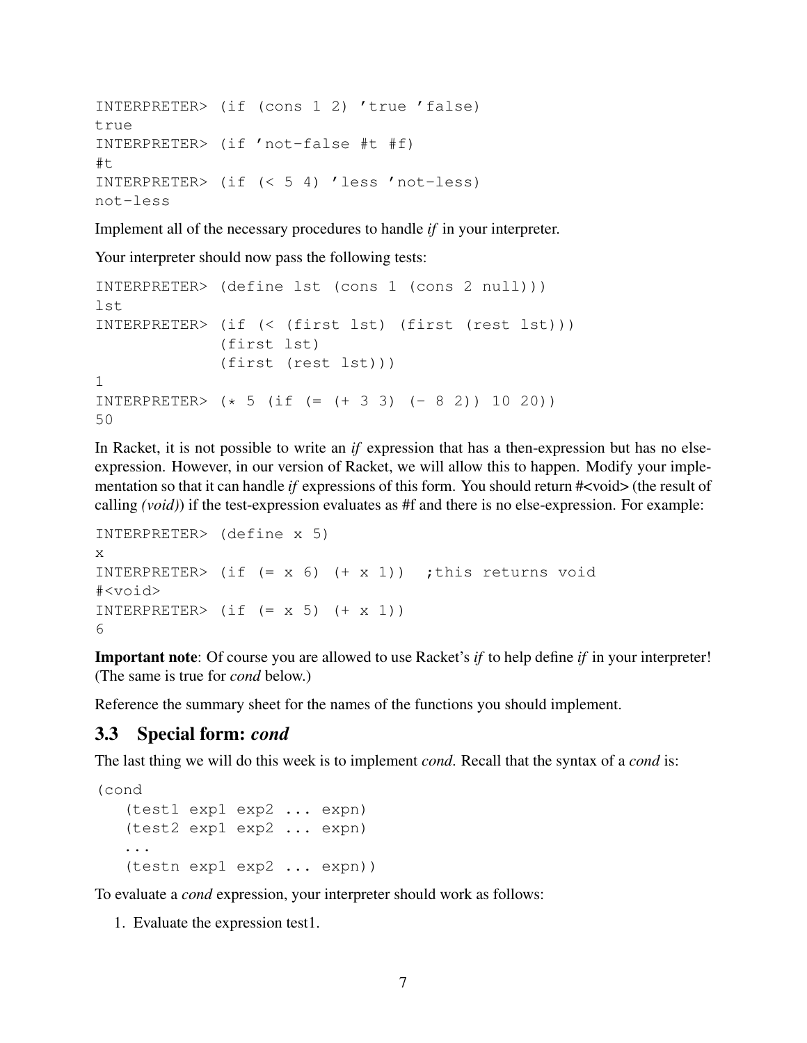```
INTERPRETER> (if (cons 1 2) 'true 'false)
true
INTERPRETER> (if 'not-false #t #f)
#t
INTERPRETER> (if (< 5 4) 'less 'not-less)
not-less
```

Implement all of the necessary procedures to handle *if* in your interpreter.

Your interpreter should now pass the following tests:

```
INTERPRETER> (define lst (cons 1 (cons 2 null)))
lst
INTERPRETER> (if (< (first lst) (first (rest lst)))
             (first lst)
             (first (rest lst)))
1
INTERPRETER> (* 5 (if (= (+ 3 3) (- 8 2)) 10 20))
50
```

In Racket, it is not possible to write an *if* expression that has a then-expression but has no else-expression. However, in our version of Racket, we will allow this to happen. Modify your implementation so that it can handle *if* expressions of this form. You should return #<void> (the result of calling *(void)*) if the test-expression evaluates as #f and there is no else-expression. For example:

```
INTERPRETER> (define x 5)
x
INTERPRETER> (if (= x 6) (+ x 1))  ;this returns void
#<void>
INTERPRETER> (if (= x 5) (+ x 1))
6
```

**Important note**: Of course you are allowed to use Racket's *if* to help define *if* in your interpreter! (The same is true for *cond* below.)

Reference the summary sheet for the names of the functions you should implement.

### 3.3 Special form: *cond*

The last thing we will do this week is to implement *cond*. Recall that the syntax of a *cond* is:

```
(cond
   (test1 exp1 exp2 ... expn)
   (test2 exp1 exp2 ... expn)
   ...
   (testn exp1 exp2 ... expn))
```

To evaluate a *cond* expression, your interpreter should work as follows:

1. Evaluate the expression test1.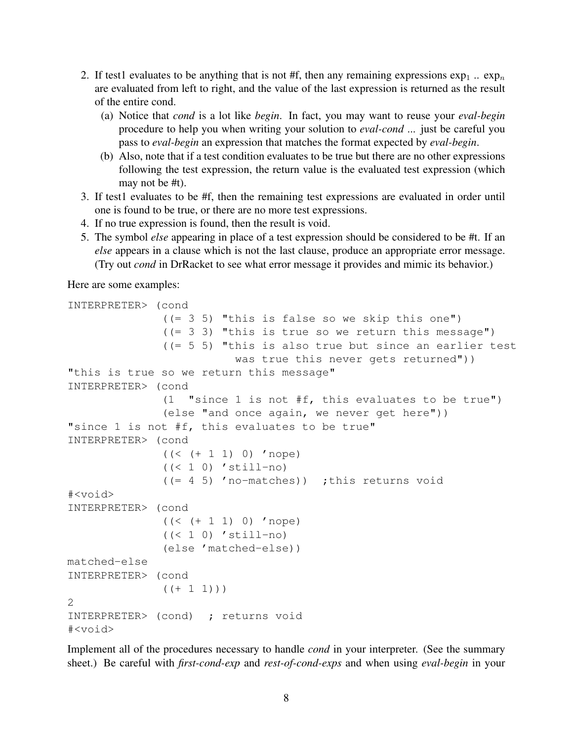2. If test1 evaluates to be anything that is not #f, then any remaining expressions $\text{exp}_1$ .. $\text{exp}_n$ are evaluated from left to right, and the value of the last expression is returned as the result of the entire cond.
   (a) Notice that *cond* is a lot like *begin*. In fact, you may want to reuse your *eval-begin* procedure to help you when writing your solution to *eval-cond* ... just be careful you pass to *eval-begin* an expression that matches the format expected by *eval-begin*.
   (b) Also, note that if a test condition evaluates to be true but there are no other expressions following the test expression, the return value is the evaluated test expression (which may not be #t).
3. If test1 evaluates to be #f, then the remaining test expressions are evaluated in order until one is found to be true, or there are no more test expressions.
4. If no true expression is found, then the result is void.
5. The symbol *else* appearing in place of a test expression should be considered to be #t. If an *else* appears in a clause which is not the last clause, produce an appropriate error message. (Try out *cond* in DrRacket to see what error message it provides and mimic its behavior.)

Here are some examples:

```
INTERPRETER> (cond
              ((= 3 5) "this is false so we skip this one")
              ((= 3 3) "this is true so we return this message")
              ((= 5 5) "this is also true but since an earlier test
                         was true this never gets returned"))
"this is true so we return this message"
INTERPRETER> (cond
              (1  "since 1 is not #f, this evaluates to be true")
              (else "and once again, we never get here"))
"since 1 is not #f, this evaluates to be true"
INTERPRETER> (cond
              ((< (+ 1 1) 0) 'nope)
              ((< 1 0) 'still-no)
              ((= 4 5) 'no-matches))  ;this returns void
#<void>
INTERPRETER> (cond
              ((< (+ 1 1) 0) 'nope)
              ((< 1 0) 'still-no)
              (else 'matched-else))
matched-else
INTERPRETER> (cond
              ((+ 1 1)))
2
INTERPRETER> (cond)  ; returns void
#<void>
```

Implement all of the procedures necessary to handle *cond* in your interpreter. (See the summary sheet.) Be careful with *first-cond-exp* and *rest-of-cond-exps* and when using *eval-begin* in your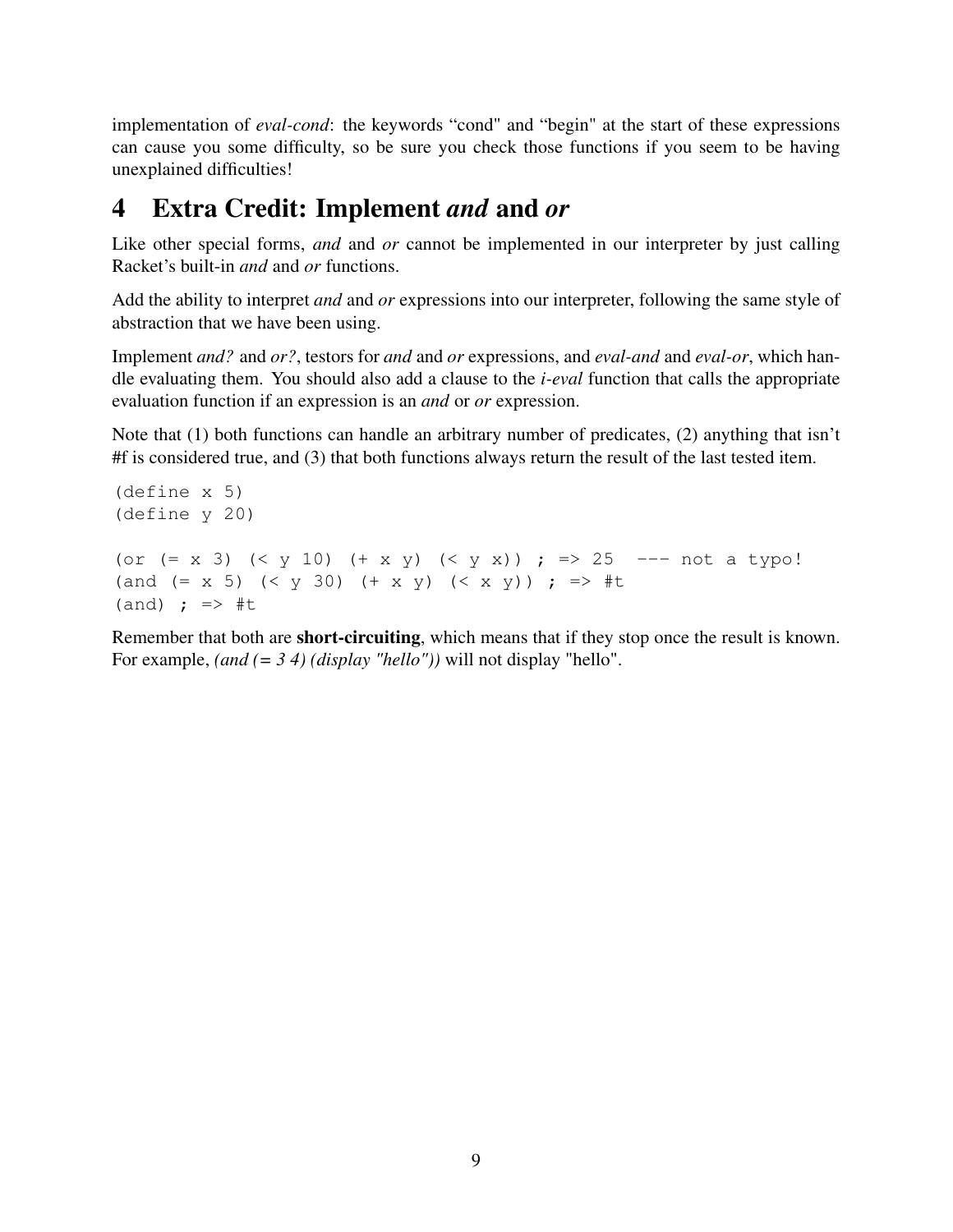implementation of *eval-cond*: the keywords “cond" and “begin" at the start of these expressions can cause you some difficulty, so be sure you check those functions if you seem to be having unexplained difficulties!

## 4 Extra Credit: Implement *and* and *or*

Like other special forms, *and* and *or* cannot be implemented in our interpreter by just calling Racket's built-in *and* and *or* functions.

Add the ability to interpret *and* and *or* expressions into our interpreter, following the same style of abstraction that we have been using.

Implement *and?* and *or?*, testors for *and* and *or* expressions, and *eval-and* and *eval-or*, which handle evaluating them. You should also add a clause to the *i-eval* function that calls the appropriate evaluation function if an expression is an *and* or *or* expression.

Note that (1) both functions can handle an arbitrary number of predicates, (2) anything that isn't #f is considered true, and (3) that both functions always return the result of the last tested item.

```
(define x 5)
(define y 20)

(or (= x 3) (< y 10) (+ x y) (< y x)) ; => 25  --- not a typo!
(and (= x 5) (< y 30) (+ x y) (< x y)) ; => #t
(and) ; => #t
```

Remember that both are **short-circuiting**, which means that if they stop once the result is known. For example, *(and (= 3 4) (display "hello"))* will not display "hello".